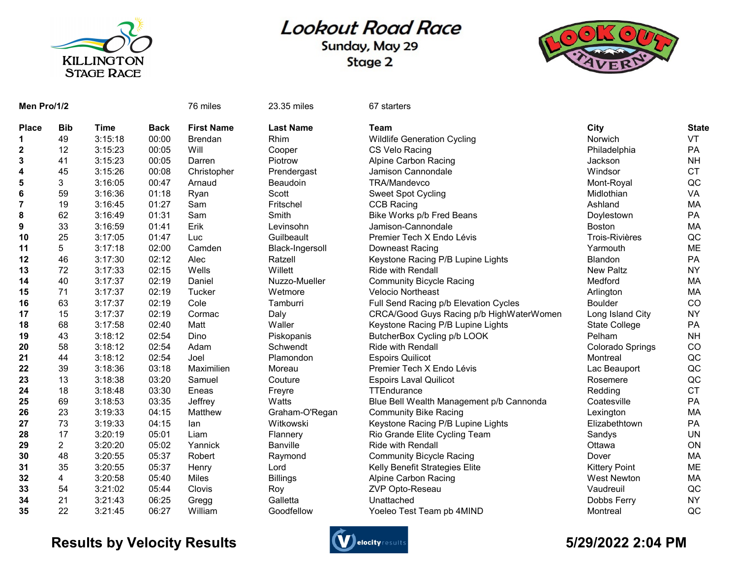KILLINGTON STAGE RACE

# Lookout Road Race

## Sunday, May 29

## Stage 2

LOOK OUT TAVERN

**Men Pro/1/2** — 76 miles — 23.35 miles — 67 starters

| Place | Bib | Time | Back | First Name | Last Name | Team | City | State |
|---|---|---|---|---|---|---|---|---|
| **1** | 49 | 3:15:18 | 00:00 | Brendan | Rhim | Wildlife Generation Cycling | Norwich | VT |
| **2** | 12 | 3:15:23 | 00:05 | Will | Cooper | CS Velo Racing | Philadelphia | PA |
| **3** | 41 | 3:15:23 | 00:05 | Darren | Piotrow | Alpine Carbon Racing | Jackson | NH |
| **4** | 45 | 3:15:26 | 00:08 | Christopher | Prendergast | Jamison Cannondale | Windsor | CT |
| **5** | 3 | 3:16:05 | 00:47 | Arnaud | Beaudoin | TRA/Mandevco | Mont-Royal | QC |
| **6** | 59 | 3:16:36 | 01:18 | Ryan | Scott | Sweet Spot Cycling | Midlothian | VA |
| **7** | 19 | 3:16:45 | 01:27 | Sam | Fritschel | CCB Racing | Ashland | MA |
| **8** | 62 | 3:16:49 | 01:31 | Sam | Smith | Bike Works p/b Fred Beans | Doylestown | PA |
| **9** | 33 | 3:16:59 | 01:41 | Erik | Levinsohn | Jamison-Cannondale | Boston | MA |
| **10** | 25 | 3:17:05 | 01:47 | Luc | Guilbeault | Premier Tech X Endo Lévis | Trois-Rivières | QC |
| **11** | 5 | 3:17:18 | 02:00 | Camden | Black-Ingersoll | Downeast Racing | Yarmouth | ME |
| **12** | 46 | 3:17:30 | 02:12 | Alec | Ratzell | Keystone Racing P/B Lupine Lights | Blandon | PA |
| **13** | 72 | 3:17:33 | 02:15 | Wells | Willett | Ride with Rendall | New Paltz | NY |
| **14** | 40 | 3:17:37 | 02:19 | Daniel | Nuzzo-Mueller | Community Bicycle Racing | Medford | MA |
| **15** | 71 | 3:17:37 | 02:19 | Tucker | Wetmore | Velocio Northeast | Arlington | MA |
| **16** | 63 | 3:17:37 | 02:19 | Cole | Tamburri | Full Send Racing p/b Elevation Cycles | Boulder | CO |
| **17** | 15 | 3:17:37 | 02:19 | Cormac | Daly | CRCA/Good Guys Racing p/b HighWaterWomen | Long Island City | NY |
| **18** | 68 | 3:17:58 | 02:40 | Matt | Waller | Keystone Racing P/B Lupine Lights | State College | PA |
| **19** | 43 | 3:18:12 | 02:54 | Dino | Piskopanis | ButcherBox Cycling p/b LOOK | Pelham | NH |
| **20** | 58 | 3:18:12 | 02:54 | Adam | Schwendt | Ride with Rendall | Colorado Springs | CO |
| **21** | 44 | 3:18:12 | 02:54 | Joel | Plamondon | Espoirs Quilicot | Montreal | QC |
| **22** | 39 | 3:18:36 | 03:18 | Maximilien | Moreau | Premier Tech X Endo Lévis | Lac Beauport | QC |
| **23** | 13 | 3:18:38 | 03:20 | Samuel | Couture | Espoirs Laval Quilicot | Rosemere | QC |
| **24** | 18 | 3:18:48 | 03:30 | Eneas | Freyre | TTEndurance | Redding | CT |
| **25** | 69 | 3:18:53 | 03:35 | Jeffrey | Watts | Blue Bell Wealth Management p/b Cannonda | Coatesville | PA |
| **26** | 23 | 3:19:33 | 04:15 | Matthew | Graham-O'Regan | Community Bike Racing | Lexington | MA |
| **27** | 73 | 3:19:33 | 04:15 | Ian | Witkowski | Keystone Racing P/B Lupine Lights | Elizabethtown | PA |
| **28** | 17 | 3:20:19 | 05:01 | Liam | Flannery | Rio Grande Elite Cycling Team | Sandys | UN |
| **29** | 2 | 3:20:20 | 05:02 | Yannick | Banville | Ride with Rendall | Ottawa | ON |
| **30** | 48 | 3:20:55 | 05:37 | Robert | Raymond | Community Bicycle Racing | Dover | MA |
| **31** | 35 | 3:20:55 | 05:37 | Henry | Lord | Kelly Benefit Strategies Elite | Kittery Point | ME |
| **32** | 4 | 3:20:58 | 05:40 | Miles | Billings | Alpine Carbon Racing | West Newton | MA |
| **33** | 54 | 3:21:02 | 05:44 | Clovis | Roy | ZVP Opto-Reseau | Vaudreuil | QC |
| **34** | 21 | 3:21:43 | 06:25 | Gregg | Galletta | Unattached | Dobbs Ferry | NY |
| **35** | 22 | 3:21:45 | 06:27 | William | Goodfellow | Yoeleo Test Team pb 4MIND | Montreal | QC |

**Results by Velocity Results** — Velocityresults — **5/29/2022 2:04 PM**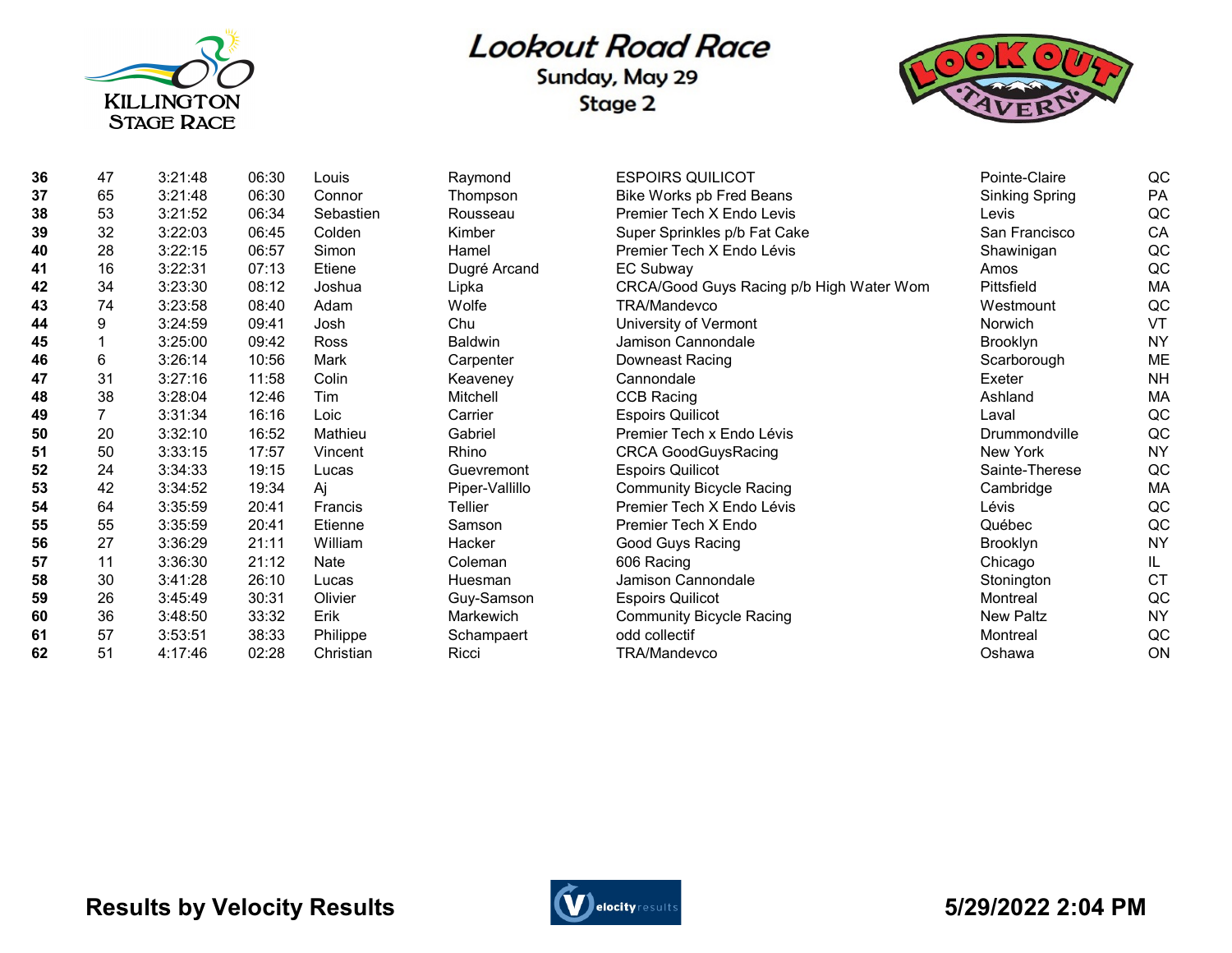# Lookout Road Race

Sunday, May 29

Stage 2

| | | | | | | | | |
|---|---|---|---|---|---|---|---|---|
| **36** | 47 | 3:21:48 | 06:30 | Louis | Raymond | ESPOIRS QUILICOT | Pointe-Claire | QC |
| **37** | 65 | 3:21:48 | 06:30 | Connor | Thompson | Bike Works pb Fred Beans | Sinking Spring | PA |
| **38** | 53 | 3:21:52 | 06:34 | Sebastien | Rousseau | Premier Tech X Endo Levis | Levis | QC |
| **39** | 32 | 3:22:03 | 06:45 | Colden | Kimber | Super Sprinkles p/b Fat Cake | San Francisco | CA |
| **40** | 28 | 3:22:15 | 06:57 | Simon | Hamel | Premier Tech X Endo Lévis | Shawinigan | QC |
| **41** | 16 | 3:22:31 | 07:13 | Etiene | Dugré Arcand | EC Subway | Amos | QC |
| **42** | 34 | 3:23:30 | 08:12 | Joshua | Lipka | CRCA/Good Guys Racing p/b High Water Wom | Pittsfield | MA |
| **43** | 74 | 3:23:58 | 08:40 | Adam | Wolfe | TRA/Mandevco | Westmount | QC |
| **44** | 9 | 3:24:59 | 09:41 | Josh | Chu | University of Vermont | Norwich | VT |
| **45** | 1 | 3:25:00 | 09:42 | Ross | Baldwin | Jamison Cannondale | Brooklyn | NY |
| **46** | 6 | 3:26:14 | 10:56 | Mark | Carpenter | Downeast Racing | Scarborough | ME |
| **47** | 31 | 3:27:16 | 11:58 | Colin | Keaveney | Cannondale | Exeter | NH |
| **48** | 38 | 3:28:04 | 12:46 | Tim | Mitchell | CCB Racing | Ashland | MA |
| **49** | 7 | 3:31:34 | 16:16 | Loic | Carrier | Espoirs Quilicot | Laval | QC |
| **50** | 20 | 3:32:10 | 16:52 | Mathieu | Gabriel | Premier Tech x Endo Lévis | Drummondville | QC |
| **51** | 50 | 3:33:15 | 17:57 | Vincent | Rhino | CRCA GoodGuysRacing | New York | NY |
| **52** | 24 | 3:34:33 | 19:15 | Lucas | Guevremont | Espoirs Quilicot | Sainte-Therese | QC |
| **53** | 42 | 3:34:52 | 19:34 | Aj | Piper-Vallillo | Community Bicycle Racing | Cambridge | MA |
| **54** | 64 | 3:35:59 | 20:41 | Francis | Tellier | Premier Tech X Endo Lévis | Lévis | QC |
| **55** | 55 | 3:35:59 | 20:41 | Etienne | Samson | Premier Tech X Endo | Québec | QC |
| **56** | 27 | 3:36:29 | 21:11 | William | Hacker | Good Guys Racing | Brooklyn | NY |
| **57** | 11 | 3:36:30 | 21:12 | Nate | Coleman | 606 Racing | Chicago | IL |
| **58** | 30 | 3:41:28 | 26:10 | Lucas | Huesman | Jamison Cannondale | Stonington | CT |
| **59** | 26 | 3:45:49 | 30:31 | Olivier | Guy-Samson | Espoirs Quilicot | Montreal | QC |
| **60** | 36 | 3:48:50 | 33:32 | Erik | Markewich | Community Bicycle Racing | New Paltz | NY |
| **61** | 57 | 3:53:51 | 38:33 | Philippe | Schampaert | odd collectif | Montreal | QC |
| **62** | 51 | 4:17:46 | 02:28 | Christian | Ricci | TRA/Mandevco | Oshawa | ON |

**Results by Velocity Results** **5/29/2022 2:04 PM**